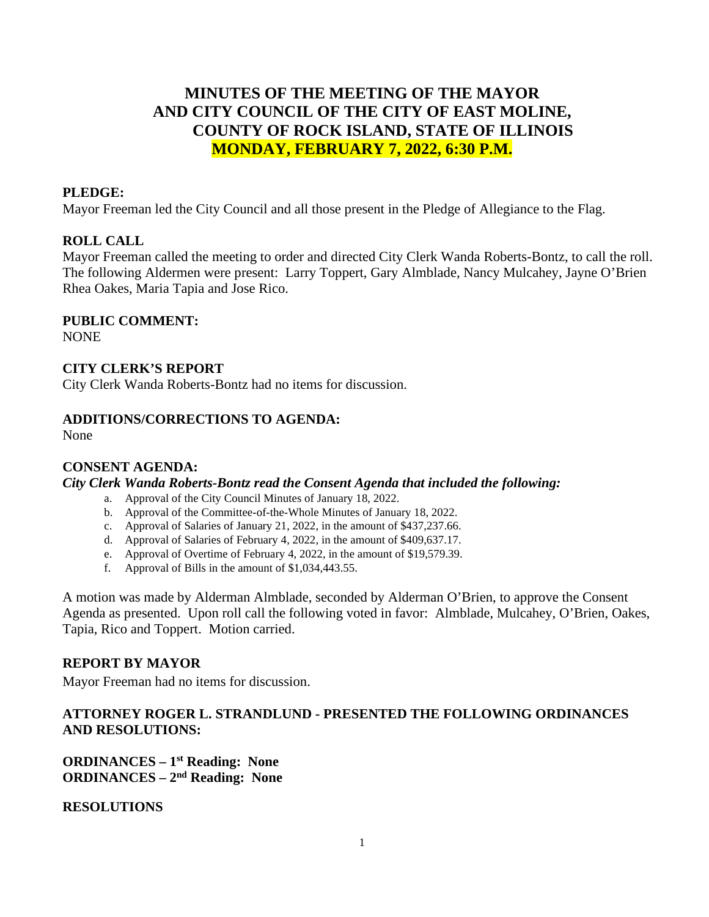# MINUTES OF THE MEETING OF THE MAYOR AND CITY COUNCIL OF THE CITY OF EAST MOLINE, COUNTY OF ROCK ISLAND, STATE OF ILLINOIS

## MONDAY, FEBRUARY 7, 2022, 6:30 P.M.

**PLEDGE:**

Mayor Freeman led the City Council and all those present in the Pledge of Allegiance to the Flag.

**ROLL CALL**

Mayor Freeman called the meeting to order and directed City Clerk Wanda Roberts-Bontz, to call the roll. The following Aldermen were present: Larry Toppert, Gary Almblade, Nancy Mulcahey, Jayne O'Brien Rhea Oakes, Maria Tapia and Jose Rico.

**PUBLIC COMMENT:**

NONE

**CITY CLERK'S REPORT**

City Clerk Wanda Roberts-Bontz had no items for discussion.

**ADDITIONS/CORRECTIONS TO AGENDA:**

None

**CONSENT AGENDA:**

***City Clerk Wanda Roberts-Bontz read the Consent Agenda that included the following:***

a. Approval of the City Council Minutes of January 18, 2022.
b. Approval of the Committee-of-the-Whole Minutes of January 18, 2022.
c. Approval of Salaries of January 21, 2022, in the amount of $437,237.66.
d. Approval of Salaries of February 4, 2022, in the amount of $409,637.17.
e. Approval of Overtime of February 4, 2022, in the amount of $19,579.39.
f. Approval of Bills in the amount of $1,034,443.55.

A motion was made by Alderman Almblade, seconded by Alderman O'Brien, to approve the Consent Agenda as presented. Upon roll call the following voted in favor: Almblade, Mulcahey, O'Brien, Oakes, Tapia, Rico and Toppert. Motion carried.

**REPORT BY MAYOR**

Mayor Freeman had no items for discussion.

**ATTORNEY ROGER L. STRANDLUND - PRESENTED THE FOLLOWING ORDINANCES AND RESOLUTIONS:**

**ORDINANCES – 1st Reading: None**
**ORDINANCES – 2nd Reading: None**

**RESOLUTIONS**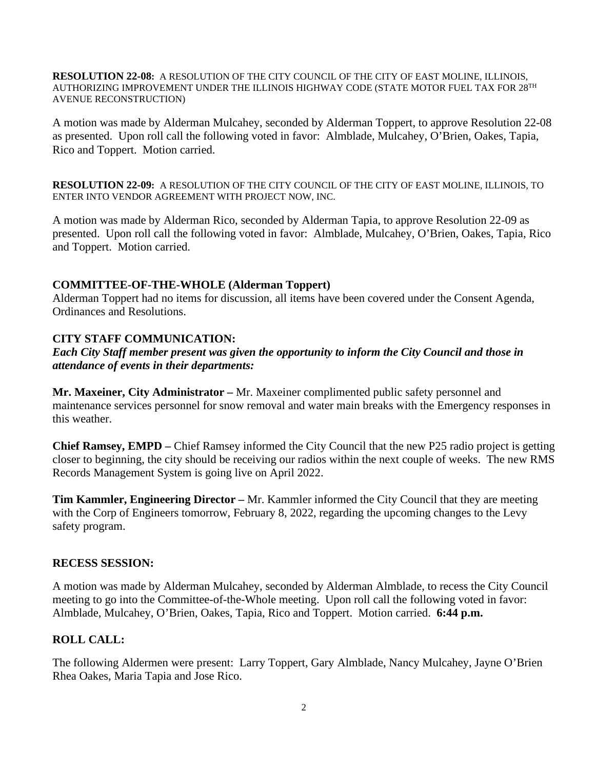**RESOLUTION 22-08:** A RESOLUTION OF THE CITY COUNCIL OF THE CITY OF EAST MOLINE, ILLINOIS, AUTHORIZING IMPROVEMENT UNDER THE ILLINOIS HIGHWAY CODE (STATE MOTOR FUEL TAX FOR 28TH AVENUE RECONSTRUCTION)

A motion was made by Alderman Mulcahey, seconded by Alderman Toppert, to approve Resolution 22-08 as presented. Upon roll call the following voted in favor: Almblade, Mulcahey, O'Brien, Oakes, Tapia, Rico and Toppert. Motion carried.

**RESOLUTION 22-09:** A RESOLUTION OF THE CITY COUNCIL OF THE CITY OF EAST MOLINE, ILLINOIS, TO ENTER INTO VENDOR AGREEMENT WITH PROJECT NOW, INC.

A motion was made by Alderman Rico, seconded by Alderman Tapia, to approve Resolution 22-09 as presented. Upon roll call the following voted in favor: Almblade, Mulcahey, O'Brien, Oakes, Tapia, Rico and Toppert. Motion carried.

## COMMITTEE-OF-THE-WHOLE (Alderman Toppert)

Alderman Toppert had no items for discussion, all items have been covered under the Consent Agenda, Ordinances and Resolutions.

## CITY STAFF COMMUNICATION:

***Each City Staff member present was given the opportunity to inform the City Council and those in attendance of events in their departments:***

**Mr. Maxeiner, City Administrator –** Mr. Maxeiner complimented public safety personnel and maintenance services personnel for snow removal and water main breaks with the Emergency responses in this weather.

**Chief Ramsey, EMPD –** Chief Ramsey informed the City Council that the new P25 radio project is getting closer to beginning, the city should be receiving our radios within the next couple of weeks. The new RMS Records Management System is going live on April 2022.

**Tim Kammler, Engineering Director –** Mr. Kammler informed the City Council that they are meeting with the Corp of Engineers tomorrow, February 8, 2022, regarding the upcoming changes to the Levy safety program.

## RECESS SESSION:

A motion was made by Alderman Mulcahey, seconded by Alderman Almblade, to recess the City Council meeting to go into the Committee-of-the-Whole meeting. Upon roll call the following voted in favor: Almblade, Mulcahey, O'Brien, Oakes, Tapia, Rico and Toppert. Motion carried. **6:44 p.m.**

## ROLL CALL:

The following Aldermen were present: Larry Toppert, Gary Almblade, Nancy Mulcahey, Jayne O'Brien Rhea Oakes, Maria Tapia and Jose Rico.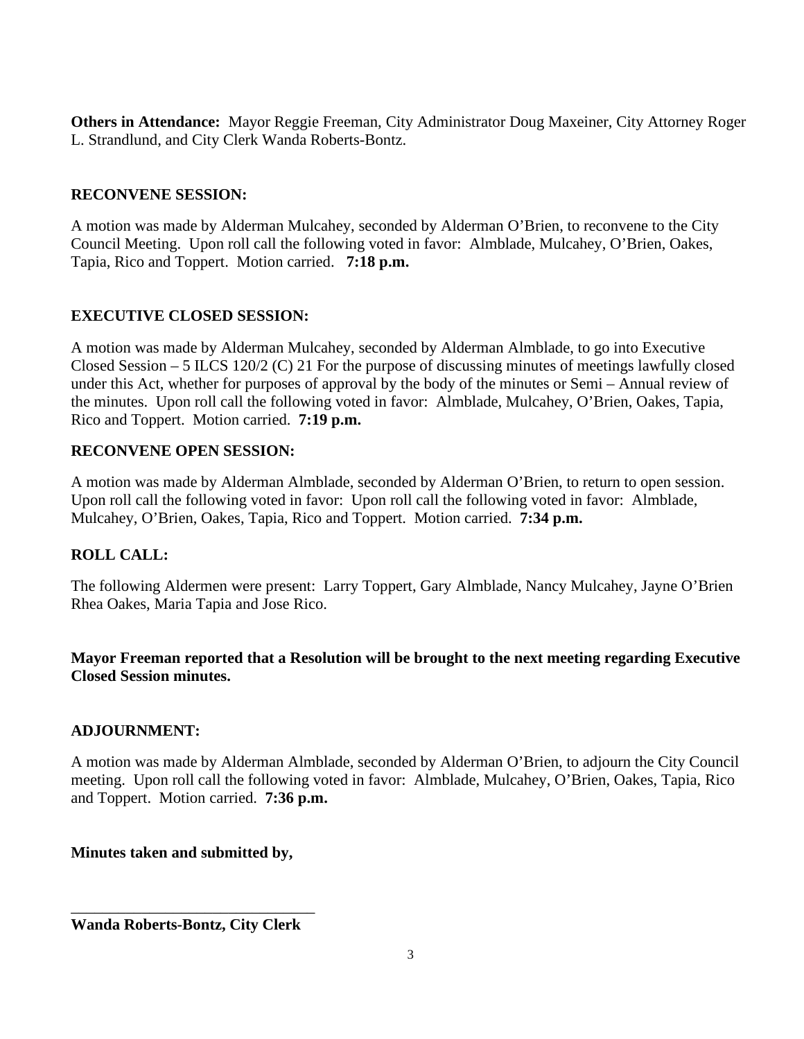**Others in Attendance:** Mayor Reggie Freeman, City Administrator Doug Maxeiner, City Attorney Roger L. Strandlund, and City Clerk Wanda Roberts-Bontz.

**RECONVENE SESSION:**

A motion was made by Alderman Mulcahey, seconded by Alderman O'Brien, to reconvene to the City Council Meeting. Upon roll call the following voted in favor: Almblade, Mulcahey, O'Brien, Oakes, Tapia, Rico and Toppert. Motion carried. **7:18 p.m.**

**EXECUTIVE CLOSED SESSION:**

A motion was made by Alderman Mulcahey, seconded by Alderman Almblade, to go into Executive Closed Session – 5 ILCS 120/2 (C) 21 For the purpose of discussing minutes of meetings lawfully closed under this Act, whether for purposes of approval by the body of the minutes or Semi – Annual review of the minutes. Upon roll call the following voted in favor: Almblade, Mulcahey, O'Brien, Oakes, Tapia, Rico and Toppert. Motion carried. **7:19 p.m.**

**RECONVENE OPEN SESSION:**

A motion was made by Alderman Almblade, seconded by Alderman O'Brien, to return to open session. Upon roll call the following voted in favor: Upon roll call the following voted in favor: Almblade, Mulcahey, O'Brien, Oakes, Tapia, Rico and Toppert. Motion carried. **7:34 p.m.**

**ROLL CALL:**

The following Aldermen were present: Larry Toppert, Gary Almblade, Nancy Mulcahey, Jayne O'Brien Rhea Oakes, Maria Tapia and Jose Rico.

**Mayor Freeman reported that a Resolution will be brought to the next meeting regarding Executive Closed Session minutes.**

**ADJOURNMENT:**

A motion was made by Alderman Almblade, seconded by Alderman O'Brien, to adjourn the City Council meeting. Upon roll call the following voted in favor: Almblade, Mulcahey, O'Brien, Oakes, Tapia, Rico and Toppert. Motion carried. **7:36 p.m.**

**Minutes taken and submitted by,**

_______________________________

**Wanda Roberts-Bontz, City Clerk**